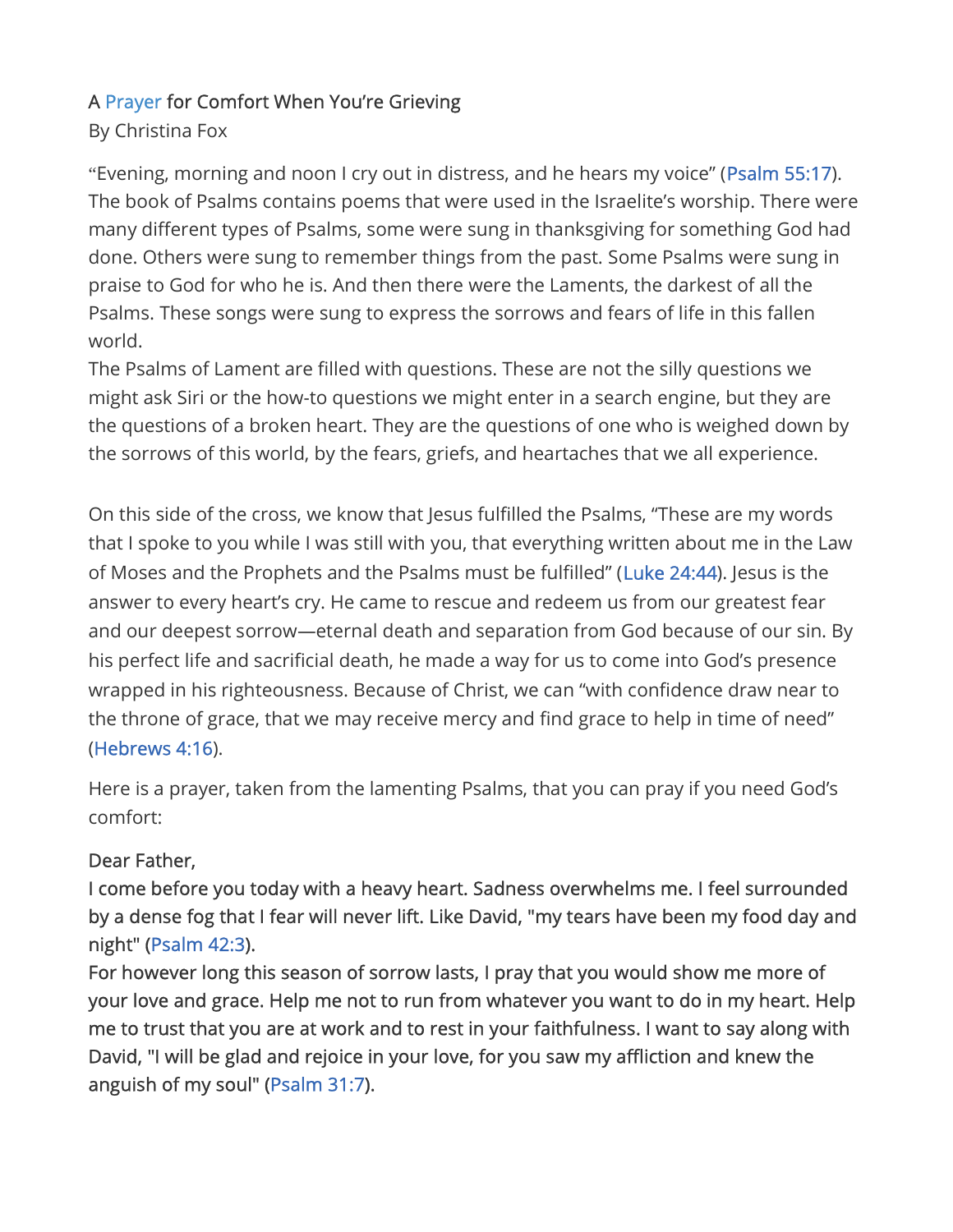A Prayer for Comfort When You're Grieving
By Christina Fox

"Evening, morning and noon I cry out in distress, and he hears my voice" (Psalm 55:17). The book of Psalms contains poems that were used in the Israelite's worship. There were many different types of Psalms, some were sung in thanksgiving for something God had done. Others were sung to remember things from the past. Some Psalms were sung in praise to God for who he is. And then there were the Laments, the darkest of all the Psalms. These songs were sung to express the sorrows and fears of life in this fallen world.
The Psalms of Lament are filled with questions. These are not the silly questions we might ask Siri or the how-to questions we might enter in a search engine, but they are the questions of a broken heart. They are the questions of one who is weighed down by the sorrows of this world, by the fears, griefs, and heartaches that we all experience.

On this side of the cross, we know that Jesus fulfilled the Psalms, "These are my words that I spoke to you while I was still with you, that everything written about me in the Law of Moses and the Prophets and the Psalms must be fulfilled" (Luke 24:44). Jesus is the answer to every heart's cry. He came to rescue and redeem us from our greatest fear and our deepest sorrow—eternal death and separation from God because of our sin. By his perfect life and sacrificial death, he made a way for us to come into God's presence wrapped in his righteousness. Because of Christ, we can "with confidence draw near to the throne of grace, that we may receive mercy and find grace to help in time of need" (Hebrews 4:16).

Here is a prayer, taken from the lamenting Psalms, that you can pray if you need God's comfort:

Dear Father,
I come before you today with a heavy heart. Sadness overwhelms me. I feel surrounded by a dense fog that I fear will never lift. Like David, "my tears have been my food day and night" (Psalm 42:3).
For however long this season of sorrow lasts, I pray that you would show me more of your love and grace. Help me not to run from whatever you want to do in my heart. Help me to trust that you are at work and to rest in your faithfulness. I want to say along with David, "I will be glad and rejoice in your love, for you saw my affliction and knew the anguish of my soul" (Psalm 31:7).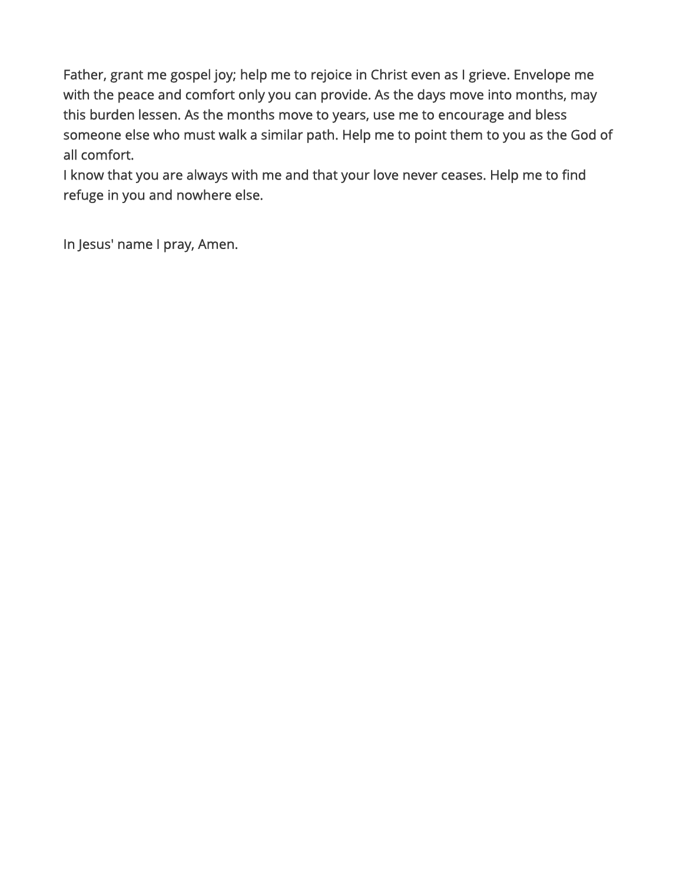Father, grant me gospel joy; help me to rejoice in Christ even as I grieve. Envelope me with the peace and comfort only you can provide. As the days move into months, may this burden lessen. As the months move to years, use me to encourage and bless someone else who must walk a similar path. Help me to point them to you as the God of all comfort.

I know that you are always with me and that your love never ceases. Help me to find refuge in you and nowhere else.

In Jesus' name I pray, Amen.